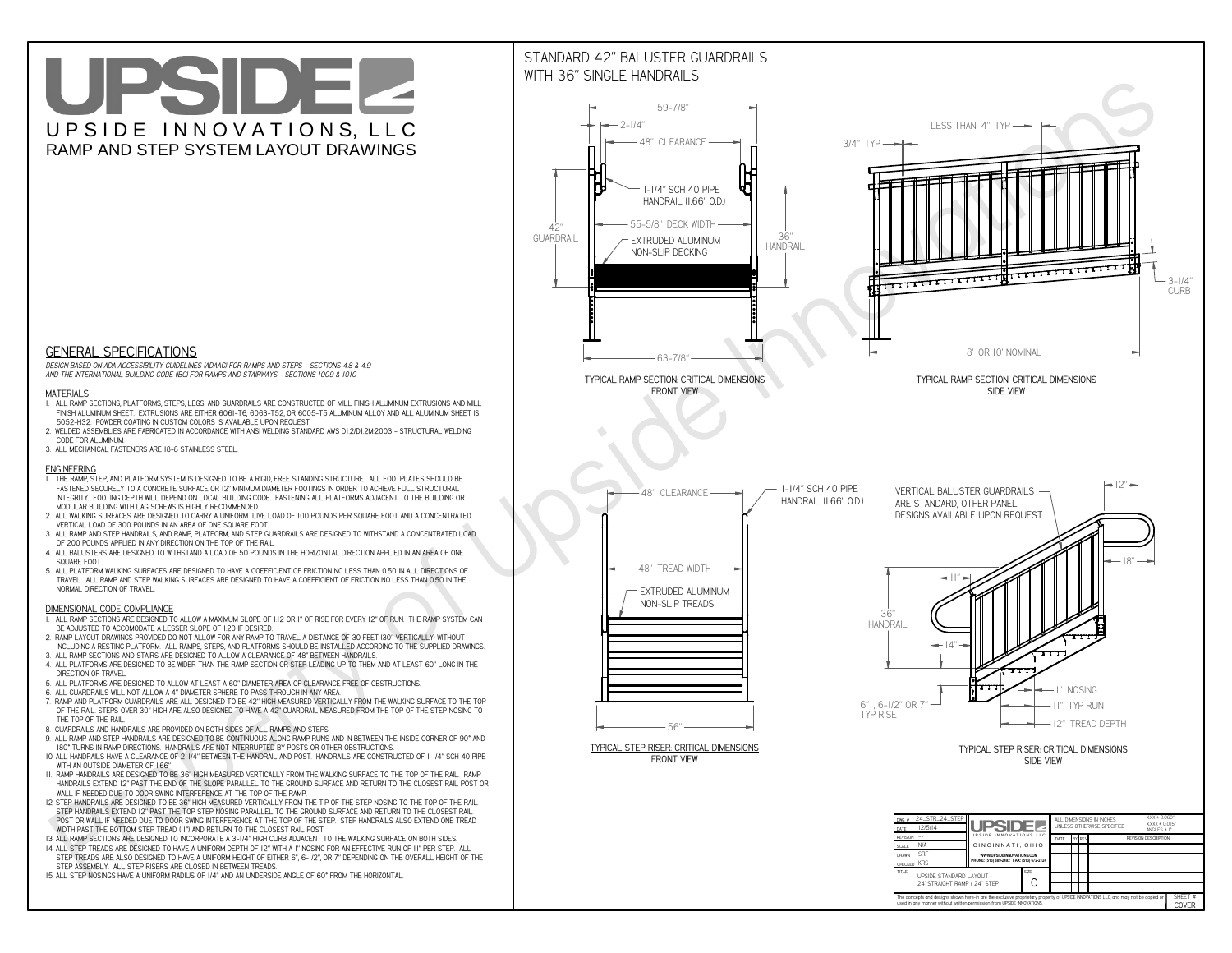# UPSIDE

UPSIDE INNOVATIONS, LLC

RAMP AND STEP SYSTEM LAYOUT DRAWINGS

## GENERAL SPECIFICATIONS

*DESIGN BASED ON ADA ACCESSIBILITY GUIDELINES (ADAAG) FOR RAMPS AND STEPS - SECTIONS 4.8 & 4.9 AND THE INTERNATIONAL BUILDING CODE (IBC) FOR RAMPS AND STAIRWAYS - SECTIONS 1009 & 1010*

### MATERIALS

1. ALL RAMP SECTIONS, PLATFORMS, STEPS, LEGS, AND GUARDRAILS ARE CONSTRUCTED OF MILL FINISH ALUMINUM EXTRUSIONS AND MILL FINISH ALUMINUM SHEET. EXTRUSIONS ARE EITHER 6061-T6, 6063-T52, OR 6005-T5 ALUMINUM ALLOY AND ALL ALUMINUM SHEET IS 5052-H32. POWDER COATING IN CUSTOM COLORS IS AVAILABLE UPON REQUEST.
2. WELDED ASSEMBLIES ARE FABRICATED IN ACCORDANCE WITH ANSI WELDING STANDARD AWS D1.2/D1.2M:2003 - STRUCTURAL WELDING CODE FOR ALUMINUM.
3. ALL MECHANICAL FASTENERS ARE 18-8 STAINLESS STEEL.

### ENGINEERING

1. THE RAMP, STEP, AND PLATFORM SYSTEM IS DESIGNED TO BE A RIGID, FREE STANDING STRUCTURE. ALL FOOTPLATES SHOULD BE FASTENED SECURELY TO A CONCRETE SURFACE OR 12" MINIMUM DIAMETER CONCRETE FOOTINGS IN ORDER TO ACHIEVE FULL STRUCTURAL INTEGRITY. FOOTING DEPTH WILL DEPEND ON LOCAL BUILDING CODE. FASTENING ALL PLATFORMS ADJACENT TO THE BUILDING OR MODULAR BUILDING WITH LAG SCREWS IS HIGHLY RECOMMENDED.
2. ALL WALKING SURFACES ARE DESIGNED TO CARRY A UNIFORM LIVE LOAD OF 100 POUNDS PER SQUARE FOOT AND A CONCENTRATED VERTICAL LOAD OF 300 POUNDS IN AN AREA OF ONE SQUARE FOOT.
3. ALL RAMP AND STEP HANDRAILS, AND RAMP, PLATFORM, AND STEP GUARDRAILS ARE DESIGNED TO WITHSTAND A CONCENTRATED LOAD OF 200 POUNDS APPLIED IN ANY DIRECTION ON THE TOP OF THE RAIL.
4. ALL BALUSTERS ARE DESIGNED TO WITHSTAND A LOAD OF 50 POUNDS IN THE HORIZONTAL DIRECTION APPLIED IN AN AREA OF ONE SQUARE FOOT.
5. ALL PLATFORM WALKING SURFACES ARE DESIGNED TO HAVE A COEFFICIENT OF FRICTION NO LESS THAN 0.50 IN ALL DIRECTIONS OF TRAVEL. ALL RAMP AND STEP WALKING SURFACES ARE DESIGNED TO HAVE A COEFFICIENT OF FRICTION NO LESS THAN 0.50 IN THE NORMAL DIRECTION OF TRAVEL.

### DIMENSIONAL CODE COMPLIANCE

1. ALL RAMP SECTIONS ARE DESIGNED TO ALLOW A MAXIMUM SLOPE OF 1:12 OR 1" OF RISE FOR EVERY 12" OF RUN. THE RAMP SYSTEM CAN BE ADJUSTED TO ACCOMODATE A LESSER SLOPE OF 1:20 IF DESIRED.
2. RAMP LAYOUT DRAWINGS PROVIDED DO NOT ALLOW FOR ANY RAMP TO TRAVEL A DISTANCE OF 30 FEET (30" VERTICALLY) WITHOUT INCLUDING A RESTING PLATFORM. ALL RAMPS, STEPS, AND PLATFORMS SHOULD BE INSTALLED ACCORDING TO THE SUPPLIED DRAWINGS.
3. ALL RAMP SECTIONS AND STAIRS ARE DESIGNED TO ALLOW A CLEARANCE OF 48" BETWEEN HANDRAILS.
4. ALL PLATFORMS ARE DESIGNED TO BE WIDER THAN THE RAMP SECTION OR STEP LEADING UP TO THEM AND AT LEAST 60" LONG IN THE DIRECTION OF TRAVEL.
5. ALL PLATFORMS ARE DESIGNED TO ALLOW AT LEAST A 60" DIAMETER AREA OF CLEARANCE FREE OF OBSTRUCTIONS.
6. ALL GUARDRAILS WILL NOT ALLOW A 4" DIAMETER SPHERE TO PASS THROUGH IN ANY AREA.
7. RAMP AND PLATFORM GUARDRAILS ARE ALL DESIGNED TO BE 42" HIGH MEASURED VERTICALLY FROM THE WALKING SURFACE TO THE TOP OF THE RAIL. STEPS OVER 30" HIGH ARE ALSO DESIGNED TO HAVE A 42" GUARDRAIL MEASURED FROM THE TOP OF THE STEP NOSING TO THE TOP OF THE RAIL.
8. GUARDRAILS AND HANDRAILS ARE PROVIDED ON BOTH SIDES OF ALL RAMPS AND STEPS.
9. ALL RAMP AND STEP HANDRAILS ARE DESIGNED TO BE CONTINUOUS ALONG RAMP RUNS AND IN BETWEEN THE INSIDE CORNER OF 90° AND 180° TURNS IN RAMP DIRECTIONS. HANDRAILS ARE NOT INTERRUPTED BY POSTS OR OTHER OBSTRUCTIONS.
10. ALL HANDRAILS HAVE A CLEARANCE OF 2-1/4" BETWEEN THE HANDRAIL AND POST. HANDRAILS ARE CONSTRUCTED OF 1-1/4" SCH 40 PIPE WITH AN OUTSIDE DIAMETER OF 1.66"
11. RAMP HANDRAILS ARE DESIGNED TO BE 36" HIGH MEASURED VERTICALLY FROM THE WALKING SURFACE TO THE TOP OF THE RAIL. RAMP HANDRAILS EXTEND 12" PAST THE END OF THE SLOPE PARALLEL TO THE GROUND SURFACE AND RETURN TO THE CLOSEST RAIL POST OR WALL IF NEEDED DUE TO DOOR SWING INTERFERENCE AT THE TOP OF THE RAMP.
12. STEP HANDRAILS ARE DESIGNED TO BE 36" HIGH MEASURED VERTICALLY FROM THE TIP OF THE STEP NOSING TO THE TOP OF THE RAIL. STEP HANDRAILS EXTEND 12" PAST THE TOP STEP NOSING PARALLEL TO THE GROUND SURFACE AND RETURN TO THE CLOSEST RAIL POST OR WALL IF NEEDED DUE TO DOOR SWING INTERFERENCE AT THE TOP OF THE STEP. STEP HANDRAILS ALSO EXTEND ONE TREAD WIDTH PAST THE BOTTOM STEP TREAD (11") AND RETURN TO THE CLOSEST RAIL POST.
13. ALL RAMP SECTIONS ARE DESIGNED TO INCORPORATE A 3-1/4" HIGH CURB ADJACENT TO THE WALKING SURFACE ON BOTH SIDES.
14. ALL STEP TREADS ARE DESIGNED TO HAVE A UNIFORM DEPTH OF 12" WITH A 1" NOSING FOR AN EFFECTIVE RUN OF 11" PER STEP. ALL STEP TREADS ARE ALSO DESIGNED TO HAVE A UNIFORM HEIGHT OF EITHER 6", 6-1/2", OR 7" DEPENDING ON THE OVERALL HEIGHT OF THE STEP ASSEMBLY. ALL STEP RISERS ARE CLOSED IN BETWEEN TREADS.
15. ALL STEP NOSINGS HAVE A UNIFORM RADIUS OF 1/4" AND AN UNDERSIDE ANGLE OF 60° FROM THE HORIZONTAL.

## STANDARD 42" BALUSTER GUARDRAILS WITH 36" SINGLE HANDRAILS

59-7/8" · 2-1/4" · 48" CLEARANCE · 1-1/4" SCH 40 PIPE HANDRAIL (1.66" O.D.) · 55-5/8" DECK WIDTH · 42" GUARDRAIL · 36" HANDRAIL · EXTRUDED ALUMINUM NON-SLIP DECKING · 63-7/8"

TYPICAL RAMP SECTION: CRITICAL DIMENSIONS
FRONT VIEW

LESS THAN 4" TYP · 3/4" TYP · 3-1/4" CURB · 8' OR 10' NOMINAL

TYPICAL RAMP SECTION: CRITICAL DIMENSIONS
SIDE VIEW

48" CLEARANCE · 1-1/4" SCH 40 PIPE HANDRAIL (1.66" O.D.) · 48" TREAD WIDTH · EXTRUDED ALUMINUM NON-SLIP TREADS · 56"

TYPICAL STEP RISER: CRITICAL DIMENSIONS
FRONT VIEW

VERTICAL BALUSTER GUARDRAILS ARE STANDARD, OTHER PANEL DESIGNS AVAILABLE UPON REQUEST · 12" · 18" · 11" · 36" HANDRAIL · 14" · 1" NOSING · 11" TYP RUN · 12" TREAD DEPTH · 6", 6-1/2" OR 7" TYP RISE

TYPICAL STEP RISER: CRITICAL DIMENSIONS
SIDE VIEW

| | |
|---|---|
| DWG # | 24_STR_24_STEP |
| DATE | 12/5/14 |
| REVISION | --- |
| SCALE | N/A |
| DRAWN | SRF |
| CHECKED | KRS |
| TITLE | UPSIDE STANDARD LAYOUT - 24' STRAIGHT RAMP / 24" STEP |
| SIZE | C |
| SHEET # | COVER |

UPSIDE INNOVATIONS LLC — CINCINNATI, OHIO — WWW.UPSIDEINNOVATIONS.COM — PHONE: (513) 889-2492 FAX: (513) 672-2124

ALL DIMENSIONS IN INCHES UNLESS OTHERWISE SPECIFIED. X.XX ± 0.060", X.XXX ± 0.015", ANGLES ± 1°

| DATE | BY | REV | REVISION DESCRIPTION |
|---|---|---|---|
| | | | |

The concepts and designs shown here-in are the exclusive proprietary property of UPSIDE INNOVATIONS LLC. and may not be copied or used in any manner without written permission from UPSIDE INNOVATIONS.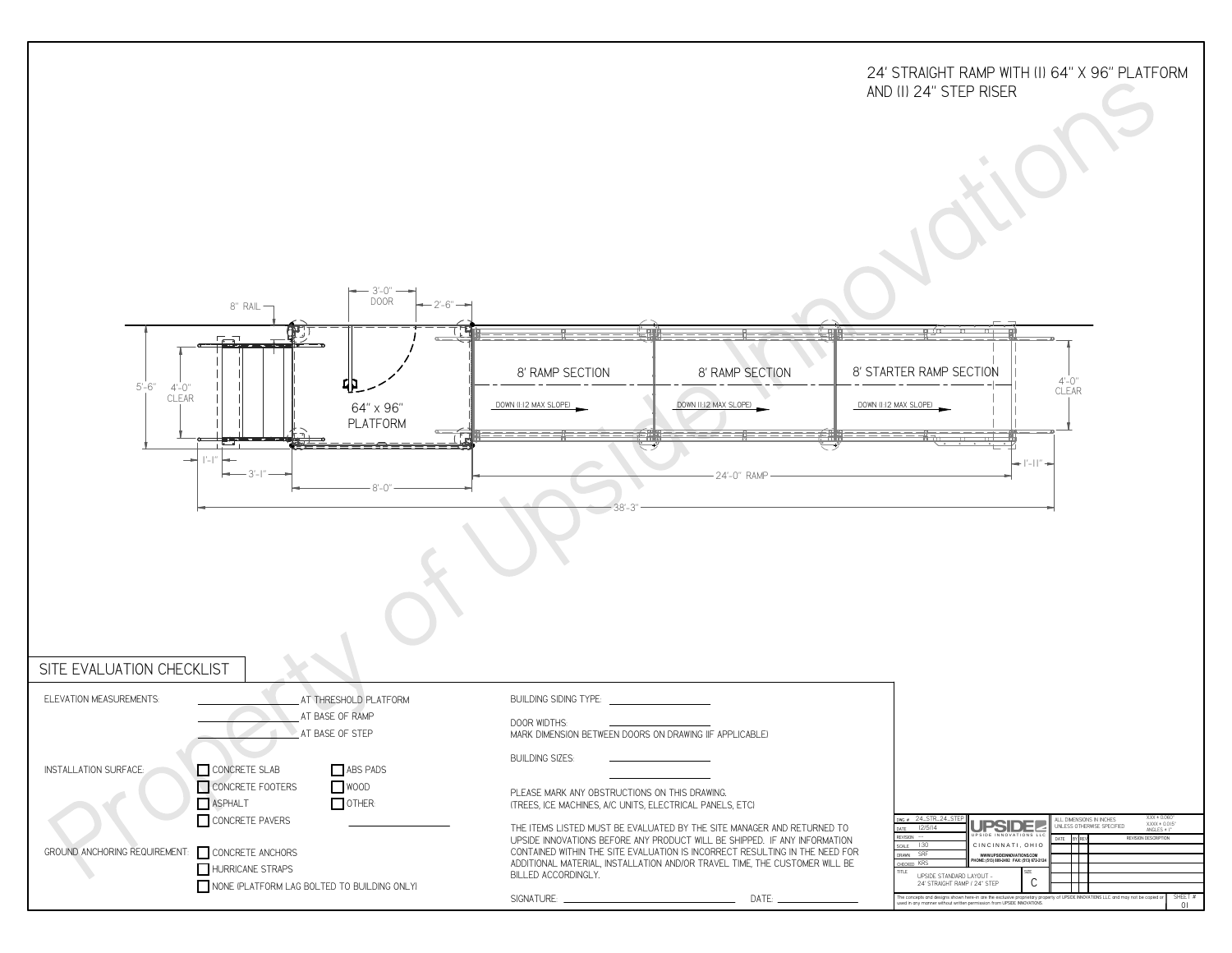# 24' STRAIGHT RAMP WITH (1) 64" X 96" PLATFORM AND (1) 24" STEP RISER

8" RAIL

3'-0"
DOOR

2'-6"

5'-6"

4'-0"
CLEAR

64" x 96"
PLATFORM

8' RAMP SECTION
DOWN (1:12 MAX SLOPE)

8' RAMP SECTION
DOWN (1:12 MAX SLOPE)

8' STARTER RAMP SECTION
DOWN (1:12 MAX SLOPE)

4'-0"
CLEAR

1'-1"

3'-1"

8'-0"

24'-0" RAMP

1'-11"

38'-3"

Property of Upside Innovations

## SITE EVALUATION CHECKLIST

ELEVATION MEASUREMENTS:
- __________ AT THRESHOLD PLATFORM
- __________ AT BASE OF RAMP
- __________ AT BASE OF STEP

INSTALLATION SURFACE:
- ☐ CONCRETE SLAB
- ☐ CONCRETE FOOTERS
- ☐ ASPHALT
- ☐ CONCRETE PAVERS
- ☐ ABS PADS
- ☐ WOOD
- ☐ OTHER __________

GROUND ANCHORING REQUIREMENT:
- ☐ CONCRETE ANCHORS
- ☐ HURRICANE STRAPS
- ☐ NONE (PLATFORM LAG BOLTED TO BUILDING ONLY)

BUILDING SIDING TYPE: __________

DOOR WIDTHS: __________

MARK DIMENSION BETWEEN DOORS ON DRAWING (IF APPLICABLE)

BUILDING SIZES: __________

__________

PLEASE MARK ANY OBSTRUCTIONS ON THIS DRAWING.
(TREES, ICE MACHINES, A/C UNITS, ELECTRICAL PANELS, ETC)

THE ITEMS LISTED MUST BE EVALUATED BY THE SITE MANAGER AND RETURNED TO UPSIDE INNOVATIONS BEFORE ANY PRODUCT WILL BE SHIPPED. IF ANY INFORMATION CONTAINED WITHIN THE SITE EVALUATION IS INCORRECT RESULTING IN THE NEED FOR ADDITIONAL MATERIAL, INSTALLATION AND/OR TRAVEL TIME, THE CUSTOMER WILL BE BILLED ACCORDINGLY.

SIGNATURE: ____________________ DATE: __________

| | |
|---|---|
| DWG # | 24_STR_24_STEP |
| DATE | 12/5/14 |
| REVISION | --- |
| SCALE | 1:30 |
| DRAWN | SRF |
| CHECKED | KRS |
| TITLE | UPSIDE STANDARD LAYOUT - 24' STRAIGHT RAMP / 24" STEP |
| SIZE | C |

UPSIDE INNOVATIONS LLC
CINCINNATI, OHIO
WWW.UPSIDEINNOVATIONS.COM
PHONE:(513) 889-2492 FAX:(513) 672-2124

ALL DIMENSIONS IN INCHES UNLESS OTHERWISE SPECIFIED
XXX ± 0.060"
XXXX ± 0.015"
ANGLES ± 1°

| DATE | BY | REV | REVISION DESCRIPTION |
|---|---|---|---|

The concepts and designs shown here-in are the exclusive proprietary property of UPSIDE INNOVATIONS LLC and may not be copied or used in any manner without written permission from UPSIDE INNOVATIONS.

SHEET # 01